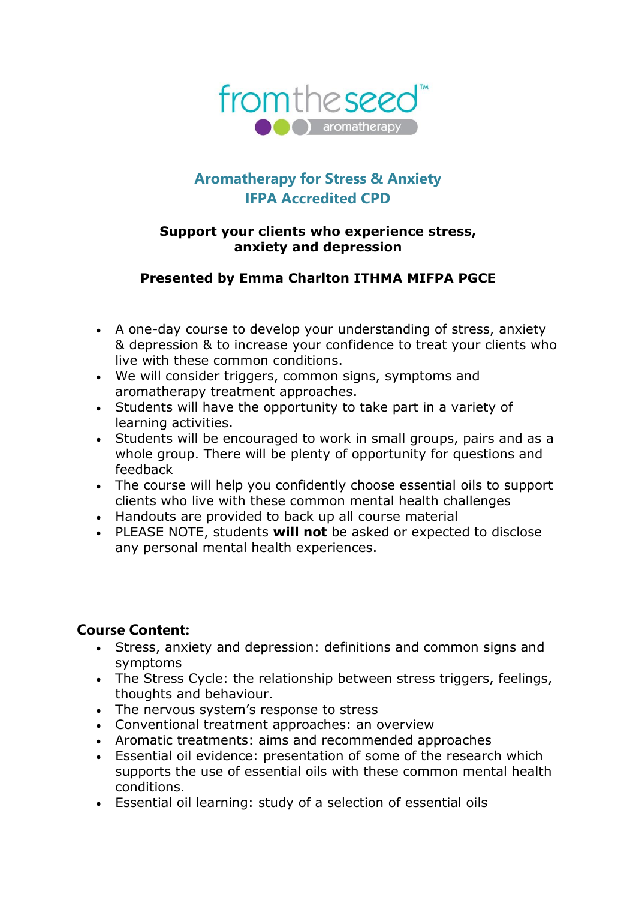fromtheseed™ aromatherapy

# Aromatherapy for Stress & Anxiety
# IFPA Accredited CPD

**Support your clients who experience stress, anxiety and depression**

**Presented by Emma Charlton ITHMA MIFPA PGCE**

- A one-day course to develop your understanding of stress, anxiety & depression & to increase your confidence to treat your clients who live with these common conditions.
- We will consider triggers, common signs, symptoms and aromatherapy treatment approaches.
- Students will have the opportunity to take part in a variety of learning activities.
- Students will be encouraged to work in small groups, pairs and as a whole group. There will be plenty of opportunity for questions and feedback
- The course will help you confidently choose essential oils to support clients who live with these common mental health challenges
- Handouts are provided to back up all course material
- PLEASE NOTE, students **will not** be asked or expected to disclose any personal mental health experiences.

## Course Content:

- Stress, anxiety and depression: definitions and common signs and symptoms
- The Stress Cycle: the relationship between stress triggers, feelings, thoughts and behaviour.
- The nervous system's response to stress
- Conventional treatment approaches: an overview
- Aromatic treatments: aims and recommended approaches
- Essential oil evidence: presentation of some of the research which supports the use of essential oils with these common mental health conditions.
- Essential oil learning: study of a selection of essential oils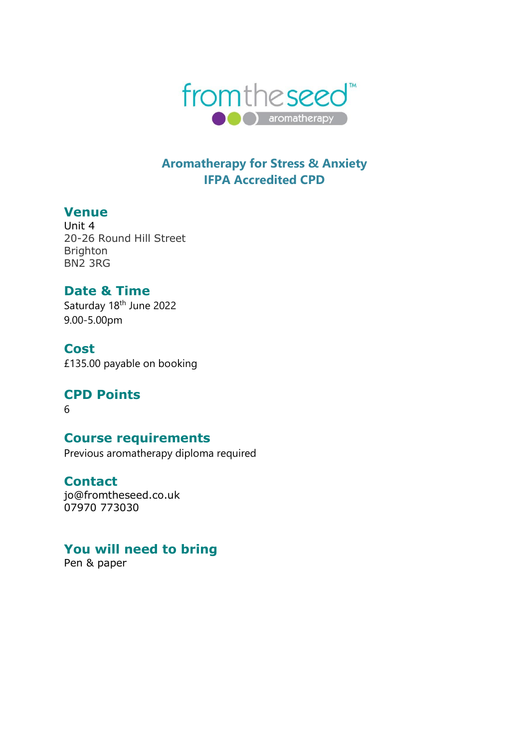fromtheseed™
aromatherapy

## Aromatherapy for Stress & Anxiety
## IFPA Accredited CPD

### Venue

Unit 4
20-26 Round Hill Street
Brighton
BN2 3RG

### Date & Time

Saturday 18th June 2022
9.00-5.00pm

### Cost

£135.00 payable on booking

### CPD Points

6

### Course requirements

Previous aromatherapy diploma required

### Contact

jo@fromtheseed.co.uk
07970 773030

### You will need to bring

Pen & paper